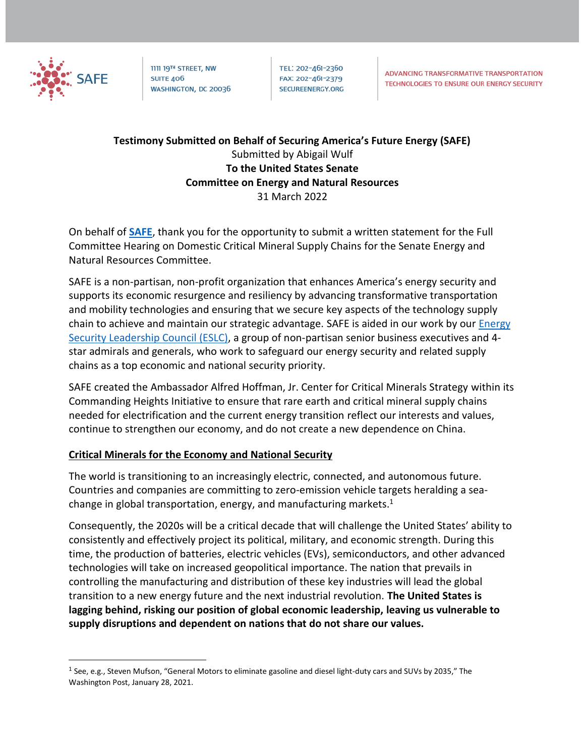SAFE

1111 19TH STREET, NW
SUITE 406
WASHINGTON, DC 20036

TEL: 202-461-2360
FAX: 202-461-2379
SECUREENERGY.ORG

ADVANCING TRANSFORMATIVE TRANSPORTATION TECHNOLOGIES TO ENSURE OUR ENERGY SECURITY

**Testimony Submitted on Behalf of Securing America's Future Energy (SAFE)**
Submitted by Abigail Wulf
**To the United States Senate**
**Committee on Energy and Natural Resources**
31 March 2022

On behalf of **SAFE**, thank you for the opportunity to submit a written statement for the Full Committee Hearing on Domestic Critical Mineral Supply Chains for the Senate Energy and Natural Resources Committee.

SAFE is a non-partisan, non-profit organization that enhances America's energy security and supports its economic resurgence and resiliency by advancing transformative transportation and mobility technologies and ensuring that we secure key aspects of the technology supply chain to achieve and maintain our strategic advantage. SAFE is aided in our work by our Energy Security Leadership Council (ESLC), a group of non-partisan senior business executives and 4-star admirals and generals, who work to safeguard our energy security and related supply chains as a top economic and national security priority.

SAFE created the Ambassador Alfred Hoffman, Jr. Center for Critical Minerals Strategy within its Commanding Heights Initiative to ensure that rare earth and critical mineral supply chains needed for electrification and the current energy transition reflect our interests and values, continue to strengthen our economy, and do not create a new dependence on China.

## Critical Minerals for the Economy and National Security

The world is transitioning to an increasingly electric, connected, and autonomous future. Countries and companies are committing to zero-emission vehicle targets heralding a sea-change in global transportation, energy, and manufacturing markets.[1]

Consequently, the 2020s will be a critical decade that will challenge the United States' ability to consistently and effectively project its political, military, and economic strength. During this time, the production of batteries, electric vehicles (EVs), semiconductors, and other advanced technologies will take on increased geopolitical importance. The nation that prevails in controlling the manufacturing and distribution of these key industries will lead the global transition to a new energy future and the next industrial revolution. **The United States is lagging behind, risking our position of global economic leadership, leaving us vulnerable to supply disruptions and dependent on nations that do not share our values.**

---

[1] See, e.g., Steven Mufson, "General Motors to eliminate gasoline and diesel light-duty cars and SUVs by 2035," The Washington Post, January 28, 2021.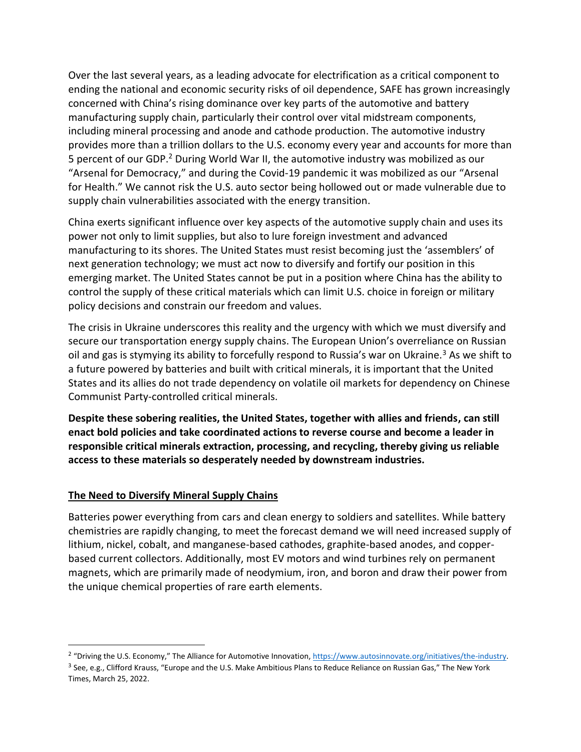Over the last several years, as a leading advocate for electrification as a critical component to ending the national and economic security risks of oil dependence, SAFE has grown increasingly concerned with China's rising dominance over key parts of the automotive and battery manufacturing supply chain, particularly their control over vital midstream components, including mineral processing and anode and cathode production. The automotive industry provides more than a trillion dollars to the U.S. economy every year and accounts for more than 5 percent of our GDP.[2] During World War II, the automotive industry was mobilized as our "Arsenal for Democracy," and during the Covid-19 pandemic it was mobilized as our "Arsenal for Health." We cannot risk the U.S. auto sector being hollowed out or made vulnerable due to supply chain vulnerabilities associated with the energy transition.

China exerts significant influence over key aspects of the automotive supply chain and uses its power not only to limit supplies, but also to lure foreign investment and advanced manufacturing to its shores. The United States must resist becoming just the 'assemblers' of next generation technology; we must act now to diversify and fortify our position in this emerging market. The United States cannot be put in a position where China has the ability to control the supply of these critical materials which can limit U.S. choice in foreign or military policy decisions and constrain our freedom and values.

The crisis in Ukraine underscores this reality and the urgency with which we must diversify and secure our transportation energy supply chains. The European Union's overreliance on Russian oil and gas is stymying its ability to forcefully respond to Russia's war on Ukraine.[3] As we shift to a future powered by batteries and built with critical minerals, it is important that the United States and its allies do not trade dependency on volatile oil markets for dependency on Chinese Communist Party-controlled critical minerals.

**Despite these sobering realities, the United States, together with allies and friends, can still enact bold policies and take coordinated actions to reverse course and become a leader in responsible critical minerals extraction, processing, and recycling, thereby giving us reliable access to these materials so desperately needed by downstream industries.**

## The Need to Diversify Mineral Supply Chains

Batteries power everything from cars and clean energy to soldiers and satellites. While battery chemistries are rapidly changing, to meet the forecast demand we will need increased supply of lithium, nickel, cobalt, and manganese-based cathodes, graphite-based anodes, and copper-based current collectors. Additionally, most EV motors and wind turbines rely on permanent magnets, which are primarily made of neodymium, iron, and boron and draw their power from the unique chemical properties of rare earth elements.

---

[2] "Driving the U.S. Economy," The Alliance for Automotive Innovation, https://www.autosinnovate.org/initiatives/the-industry.

[3] See, e.g., Clifford Krauss, "Europe and the U.S. Make Ambitious Plans to Reduce Reliance on Russian Gas," The New York Times, March 25, 2022.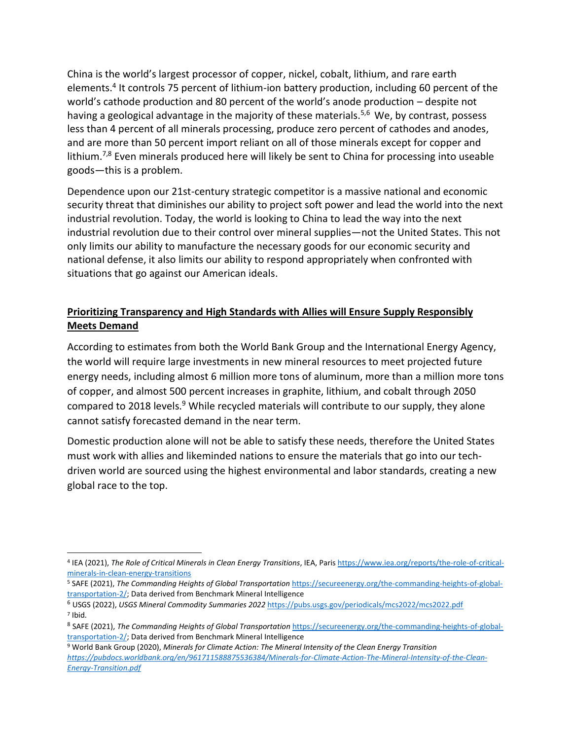China is the world's largest processor of copper, nickel, cobalt, lithium, and rare earth elements.[4] It controls 75 percent of lithium-ion battery production, including 60 percent of the world's cathode production and 80 percent of the world's anode production – despite not having a geological advantage in the majority of these materials.[5,6] We, by contrast, possess less than 4 percent of all minerals processing, produce zero percent of cathodes and anodes, and are more than 50 percent import reliant on all of those minerals except for copper and lithium.[7,8] Even minerals produced here will likely be sent to China for processing into useable goods—this is a problem.

Dependence upon our 21st-century strategic competitor is a massive national and economic security threat that diminishes our ability to project soft power and lead the world into the next industrial revolution. Today, the world is looking to China to lead the way into the next industrial revolution due to their control over mineral supplies—not the United States. This not only limits our ability to manufacture the necessary goods for our economic security and national defense, it also limits our ability to respond appropriately when confronted with situations that go against our American ideals.

## **Prioritizing Transparency and High Standards with Allies will Ensure Supply Responsibly Meets Demand**

According to estimates from both the World Bank Group and the International Energy Agency, the world will require large investments in new mineral resources to meet projected future energy needs, including almost 6 million more tons of aluminum, more than a million more tons of copper, and almost 500 percent increases in graphite, lithium, and cobalt through 2050 compared to 2018 levels.[9] While recycled materials will contribute to our supply, they alone cannot satisfy forecasted demand in the near term.

Domestic production alone will not be able to satisfy these needs, therefore the United States must work with allies and likeminded nations to ensure the materials that go into our tech-driven world are sourced using the highest environmental and labor standards, creating a new global race to the top.

---

[4] IEA (2021), *The Role of Critical Minerals in Clean Energy Transitions*, IEA, Paris https://www.iea.org/reports/the-role-of-critical-minerals-in-clean-energy-transitions

[5] SAFE (2021), *The Commanding Heights of Global Transportation* https://secureenergy.org/the-commanding-heights-of-global-transportation-2/; Data derived from Benchmark Mineral Intelligence

[6] USGS (2022), *USGS Mineral Commodity Summaries 2022* https://pubs.usgs.gov/periodicals/mcs2022/mcs2022.pdf

[7] Ibid.

[8] SAFE (2021), *The Commanding Heights of Global Transportation* https://secureenergy.org/the-commanding-heights-of-global-transportation-2/; Data derived from Benchmark Mineral Intelligence

[9] World Bank Group (2020), *Minerals for Climate Action: The Mineral Intensity of the Clean Energy Transition* *https://pubdocs.worldbank.org/en/961711588875536384/Minerals-for-Climate-Action-The-Mineral-Intensity-of-the-Clean-Energy-Transition.pdf*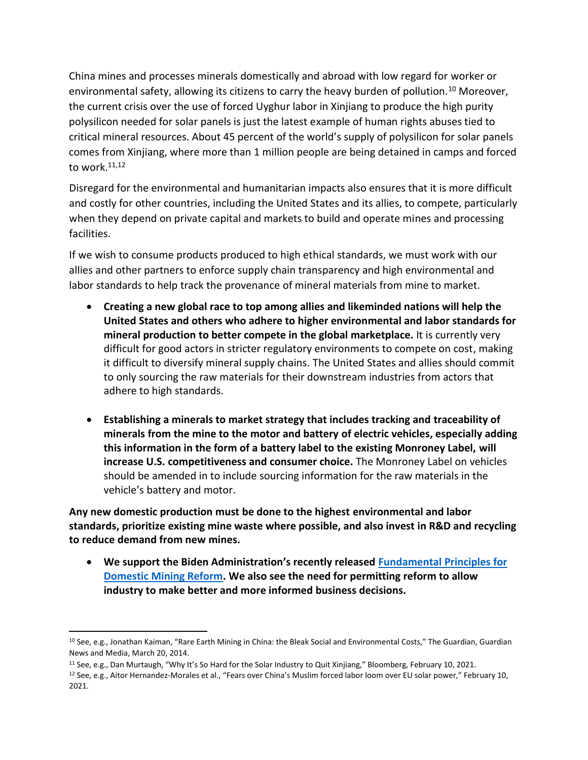China mines and processes minerals domestically and abroad with low regard for worker or environmental safety, allowing its citizens to carry the heavy burden of pollution.[10] Moreover, the current crisis over the use of forced Uyghur labor in Xinjiang to produce the high purity polysilicon needed for solar panels is just the latest example of human rights abuses tied to critical mineral resources. About 45 percent of the world's supply of polysilicon for solar panels comes from Xinjiang, where more than 1 million people are being detained in camps and forced to work.[11,12]

Disregard for the environmental and humanitarian impacts also ensures that it is more difficult and costly for other countries, including the United States and its allies, to compete, particularly when they depend on private capital and markets to build and operate mines and processing facilities.

If we wish to consume products produced to high ethical standards, we must work with our allies and other partners to enforce supply chain transparency and high environmental and labor standards to help track the provenance of mineral materials from mine to market.

- **Creating a new global race to top among allies and likeminded nations will help the United States and others who adhere to higher environmental and labor standards for mineral production to better compete in the global marketplace.** It is currently very difficult for good actors in stricter regulatory environments to compete on cost, making it difficult to diversify mineral supply chains. The United States and allies should commit to only sourcing the raw materials for their downstream industries from actors that adhere to high standards.

- **Establishing a minerals to market strategy that includes tracking and traceability of minerals from the mine to the motor and battery of electric vehicles, especially adding this information in the form of a battery label to the existing Monroney Label, will increase U.S. competitiveness and consumer choice.** The Monroney Label on vehicles should be amended in to include sourcing information for the raw materials in the vehicle's battery and motor.

**Any new domestic production must be done to the highest environmental and labor standards, prioritize existing mine waste where possible, and also invest in R&D and recycling to reduce demand from new mines.**

- **We support the Biden Administration's recently released Fundamental Principles for Domestic Mining Reform. We also see the need for permitting reform to allow industry to make better and more informed business decisions.**

---

[10] See, e.g., Jonathan Kaiman, "Rare Earth Mining in China: the Bleak Social and Environmental Costs," The Guardian, Guardian News and Media, March 20, 2014.

[11] See, e.g., Dan Murtaugh, "Why It's So Hard for the Solar Industry to Quit Xinjiang," Bloomberg, February 10, 2021.

[12] See, e.g., Aitor Hernandez-Morales et al., "Fears over China's Muslim forced labor loom over EU solar power," February 10, 2021.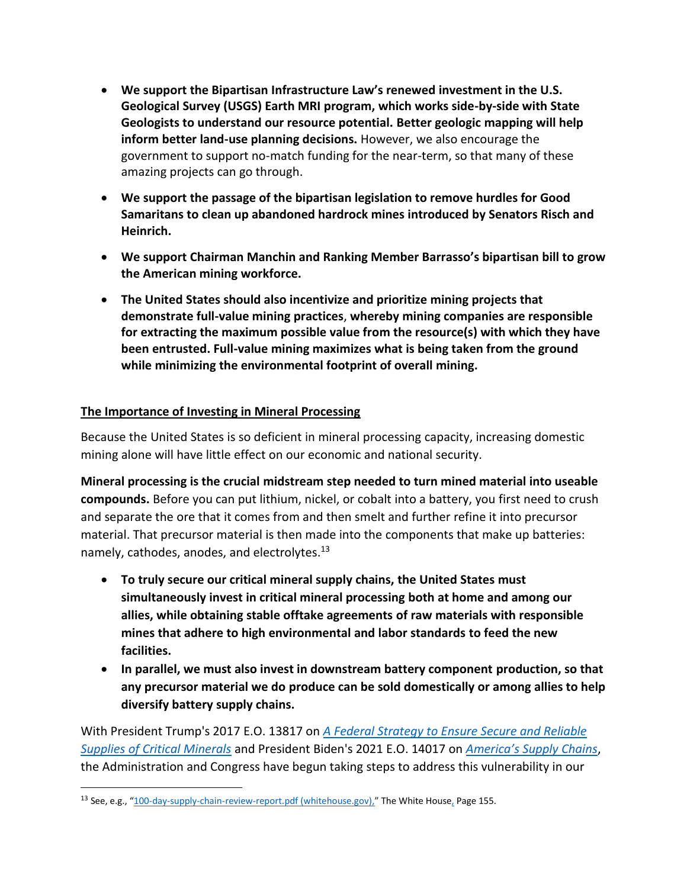- **We support the Bipartisan Infrastructure Law's renewed investment in the U.S. Geological Survey (USGS) Earth MRI program, which works side-by-side with State Geologists to understand our resource potential. Better geologic mapping will help inform better land-use planning decisions.** However, we also encourage the government to support no-match funding for the near-term, so that many of these amazing projects can go through.

- **We support the passage of the bipartisan legislation to remove hurdles for Good Samaritans to clean up abandoned hardrock mines introduced by Senators Risch and Heinrich.**

- **We support Chairman Manchin and Ranking Member Barrasso's bipartisan bill to grow the American mining workforce.**

- **The United States should also incentivize and prioritize mining projects that demonstrate full-value mining practices**, **whereby mining companies are responsible for extracting the maximum possible value from the resource(s) with which they have been entrusted. Full-value mining maximizes what is being taken from the ground while minimizing the environmental footprint of overall mining.**

## The Importance of Investing in Mineral Processing

Because the United States is so deficient in mineral processing capacity, increasing domestic mining alone will have little effect on our economic and national security.

**Mineral processing is the crucial midstream step needed to turn mined material into useable compounds.** Before you can put lithium, nickel, or cobalt into a battery, you first need to crush and separate the ore that it comes from and then smelt and further refine it into precursor material. That precursor material is then made into the components that make up batteries: namely, cathodes, anodes, and electrolytes.[13]

- **To truly secure our critical mineral supply chains, the United States must simultaneously invest in critical mineral processing both at home and among our allies, while obtaining stable offtake agreements of raw materials with responsible mines that adhere to high environmental and labor standards to feed the new facilities.**
- **In parallel, we must also invest in downstream battery component production, so that any precursor material we do produce can be sold domestically or among allies to help diversify battery supply chains.**

With President Trump's 2017 E.O. 13817 on *A Federal Strategy to Ensure Secure and Reliable Supplies of Critical Minerals* and President Biden's 2021 E.O. 14017 on *America's Supply Chains*, the Administration and Congress have begun taking steps to address this vulnerability in our

[13] See, e.g., "100-day-supply-chain-review-report.pdf (whitehouse.gov)," The White House, Page 155.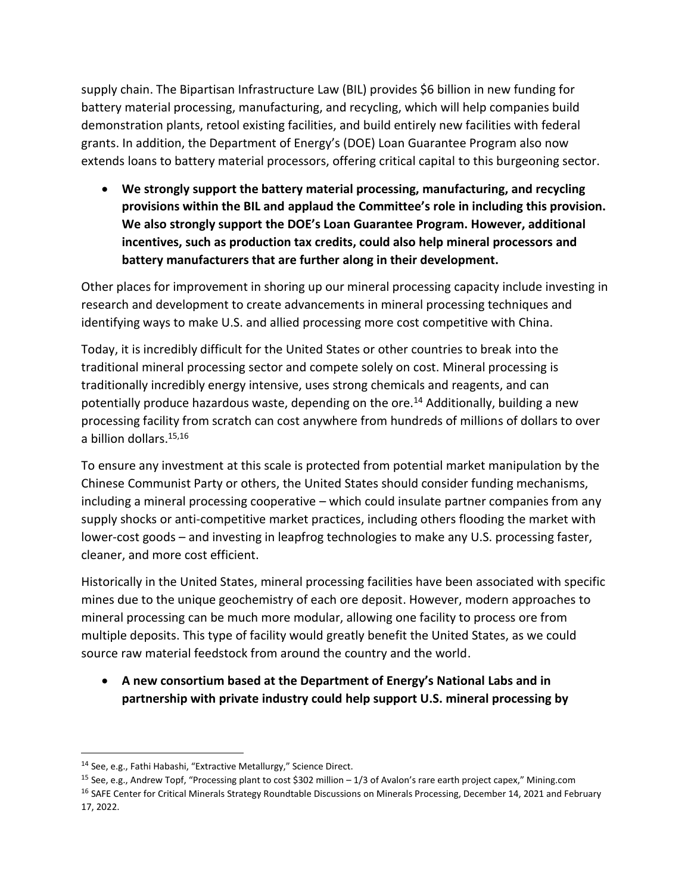supply chain. The Bipartisan Infrastructure Law (BIL) provides $6 billion in new funding for battery material processing, manufacturing, and recycling, which will help companies build demonstration plants, retool existing facilities, and build entirely new facilities with federal grants. In addition, the Department of Energy's (DOE) Loan Guarantee Program also now extends loans to battery material processors, offering critical capital to this burgeoning sector.

- **We strongly support the battery material processing, manufacturing, and recycling provisions within the BIL and applaud the Committee's role in including this provision. We also strongly support the DOE's Loan Guarantee Program. However, additional incentives, such as production tax credits, could also help mineral processors and battery manufacturers that are further along in their development.**

Other places for improvement in shoring up our mineral processing capacity include investing in research and development to create advancements in mineral processing techniques and identifying ways to make U.S. and allied processing more cost competitive with China.

Today, it is incredibly difficult for the United States or other countries to break into the traditional mineral processing sector and compete solely on cost. Mineral processing is traditionally incredibly energy intensive, uses strong chemicals and reagents, and can potentially produce hazardous waste, depending on the ore.[14] Additionally, building a new processing facility from scratch can cost anywhere from hundreds of millions of dollars to over a billion dollars.[15,16]

To ensure any investment at this scale is protected from potential market manipulation by the Chinese Communist Party or others, the United States should consider funding mechanisms, including a mineral processing cooperative – which could insulate partner companies from any supply shocks or anti-competitive market practices, including others flooding the market with lower-cost goods – and investing in leapfrog technologies to make any U.S. processing faster, cleaner, and more cost efficient.

Historically in the United States, mineral processing facilities have been associated with specific mines due to the unique geochemistry of each ore deposit. However, modern approaches to mineral processing can be much more modular, allowing one facility to process ore from multiple deposits. This type of facility would greatly benefit the United States, as we could source raw material feedstock from around the country and the world.

- **A new consortium based at the Department of Energy's National Labs and in partnership with private industry could help support U.S. mineral processing by**

---

[14] See, e.g., Fathi Habashi, "Extractive Metallurgy," Science Direct.

[15] See, e.g., Andrew Topf, "Processing plant to cost $302 million – 1/3 of Avalon's rare earth project capex," Mining.com

[16] SAFE Center for Critical Minerals Strategy Roundtable Discussions on Minerals Processing, December 14, 2021 and February 17, 2022.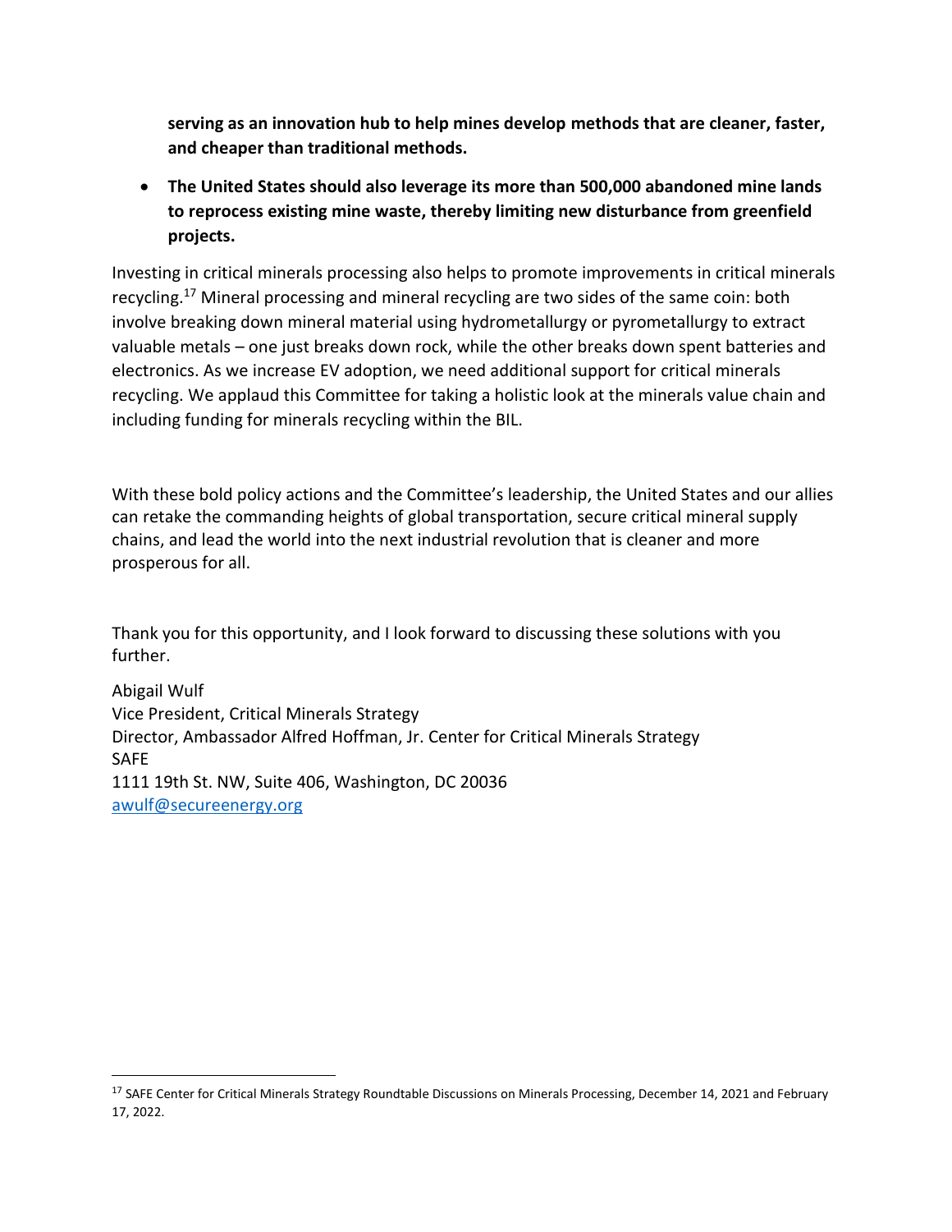**serving as an innovation hub to help mines develop methods that are cleaner, faster, and cheaper than traditional methods.**

- **The United States should also leverage its more than 500,000 abandoned mine lands to reprocess existing mine waste, thereby limiting new disturbance from greenfield projects.**

Investing in critical minerals processing also helps to promote improvements in critical minerals recycling.[17] Mineral processing and mineral recycling are two sides of the same coin: both involve breaking down mineral material using hydrometallurgy or pyrometallurgy to extract valuable metals – one just breaks down rock, while the other breaks down spent batteries and electronics. As we increase EV adoption, we need additional support for critical minerals recycling. We applaud this Committee for taking a holistic look at the minerals value chain and including funding for minerals recycling within the BIL.

With these bold policy actions and the Committee's leadership, the United States and our allies can retake the commanding heights of global transportation, secure critical mineral supply chains, and lead the world into the next industrial revolution that is cleaner and more prosperous for all.

Thank you for this opportunity, and I look forward to discussing these solutions with you further.

Abigail Wulf
Vice President, Critical Minerals Strategy
Director, Ambassador Alfred Hoffman, Jr. Center for Critical Minerals Strategy
SAFE
1111 19th St. NW, Suite 406, Washington, DC 20036
awulf@secureenergy.org

---

[17] SAFE Center for Critical Minerals Strategy Roundtable Discussions on Minerals Processing, December 14, 2021 and February 17, 2022.